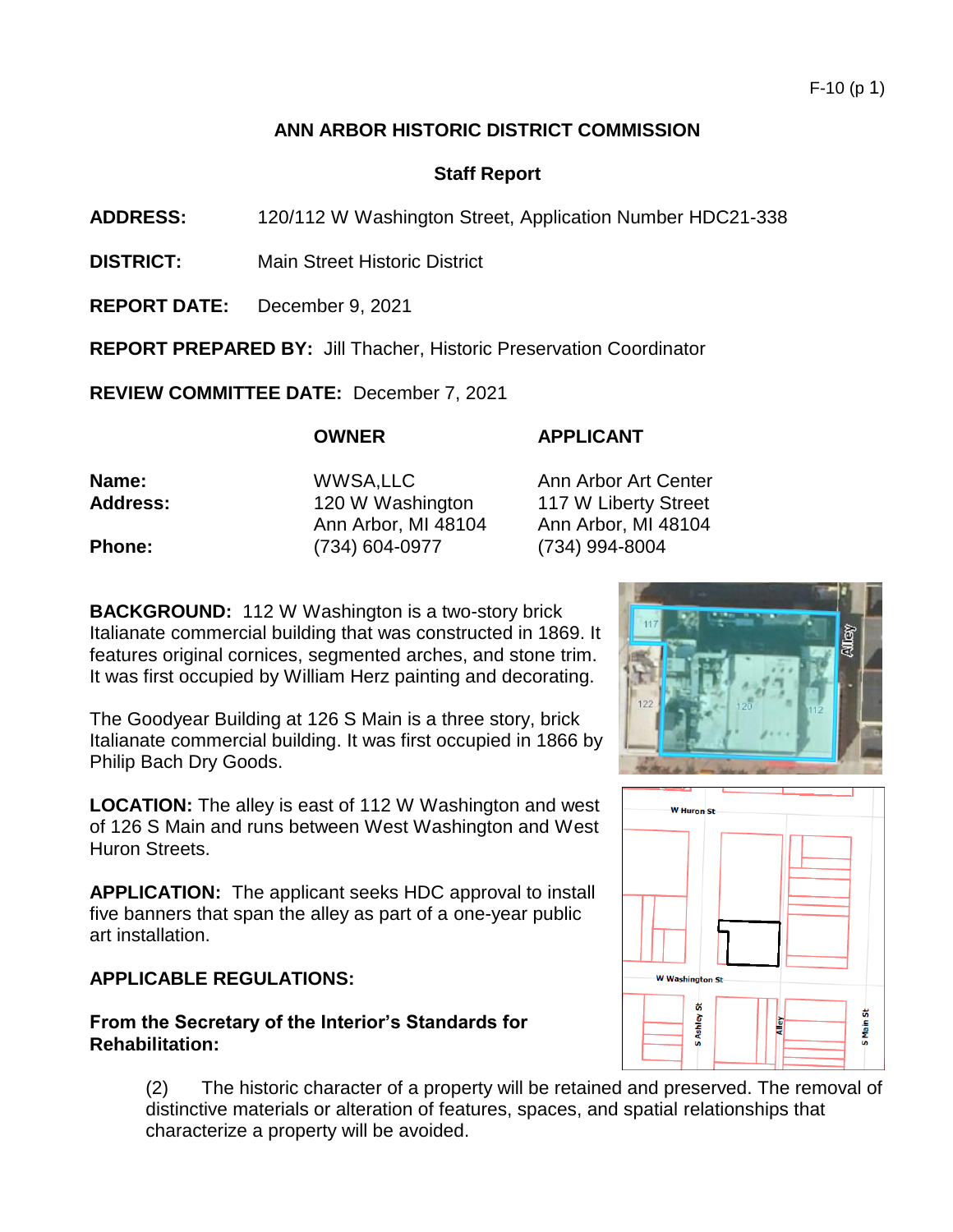F-10 (p 1)

# ANN ARBOR HISTORIC DISTRICT COMMISSION

## Staff Report

**ADDRESS:** 120/112 W Washington Street, Application Number HDC21-338

**DISTRICT:** Main Street Historic District

**REPORT DATE:** December 9, 2021

**REPORT PREPARED BY:** Jill Thacher, Historic Preservation Coordinator

**REVIEW COMMITTEE DATE:** December 7, 2021

| | **OWNER** | **APPLICANT** |
|---|---|---|
| **Name:** | WWSA,LLC | Ann Arbor Art Center |
| **Address:** | 120 W Washington<br>Ann Arbor, MI 48104 | 117 W Liberty Street<br>Ann Arbor, MI 48104 |
| **Phone:** | (734) 604-0977 | (734) 994-8004 |

**BACKGROUND:** 112 W Washington is a two-story brick Italianate commercial building that was constructed in 1869. It features original cornices, segmented arches, and stone trim. It was first occupied by William Herz painting and decorating.

The Goodyear Building at 126 S Main is a three story, brick Italianate commercial building. It was first occupied in 1866 by Philip Bach Dry Goods.

**LOCATION:** The alley is east of 112 W Washington and west of 126 S Main and runs between West Washington and West Huron Streets.

**APPLICATION:** The applicant seeks HDC approval to install five banners that span the alley as part of a one-year public art installation.

**APPLICABLE REGULATIONS:**

**From the Secretary of the Interior's Standards for Rehabilitation:**

> (2) The historic character of a property will be retained and preserved. The removal of distinctive materials or alteration of features, spaces, and spatial relationships that characterize a property will be avoided.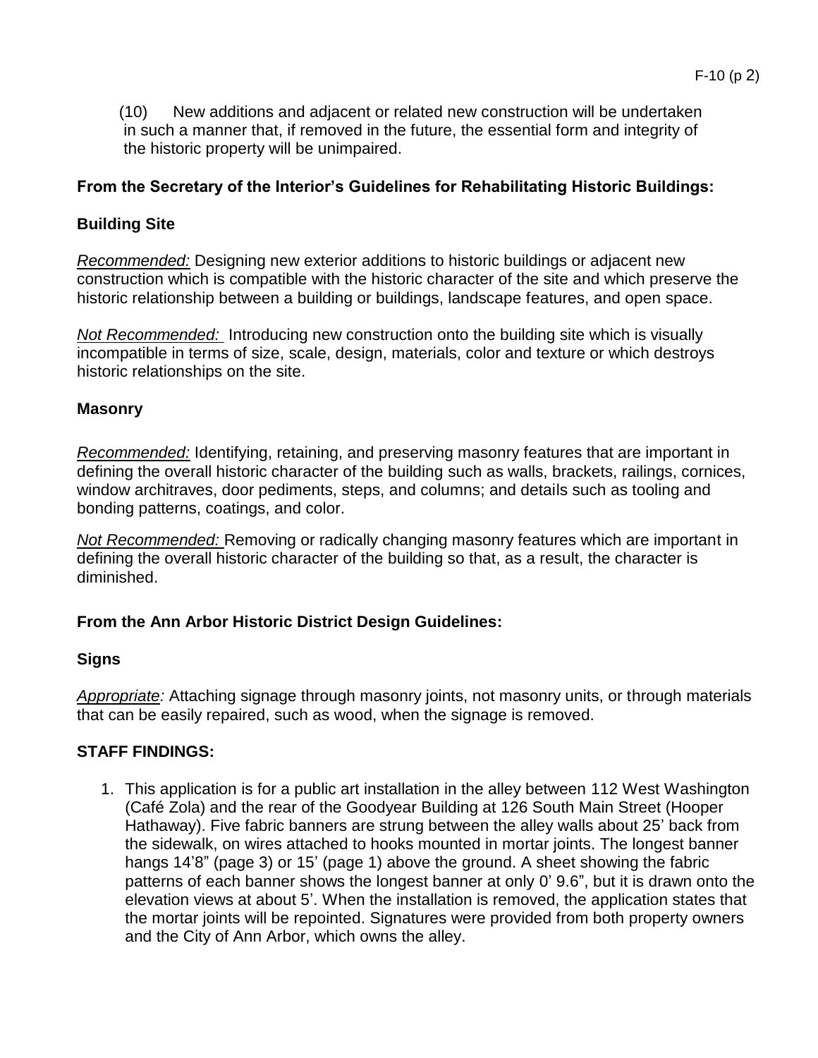(10) New additions and adjacent or related new construction will be undertaken in such a manner that, if removed in the future, the essential form and integrity of the historic property will be unimpaired.

**From the Secretary of the Interior's Guidelines for Rehabilitating Historic Buildings:**

**Building Site**

*Recommended:* Designing new exterior additions to historic buildings or adjacent new construction which is compatible with the historic character of the site and which preserve the historic relationship between a building or buildings, landscape features, and open space.

*Not Recommended:* Introducing new construction onto the building site which is visually incompatible in terms of size, scale, design, materials, color and texture or which destroys historic relationships on the site.

**Masonry**

*Recommended:* Identifying, retaining, and preserving masonry features that are important in defining the overall historic character of the building such as walls, brackets, railings, cornices, window architraves, door pediments, steps, and columns; and details such as tooling and bonding patterns, coatings, and color.

*Not Recommended:* Removing or radically changing masonry features which are important in defining the overall historic character of the building so that, as a result, the character is diminished.

**From the Ann Arbor Historic District Design Guidelines:**

**Signs**

*Appropriate:* Attaching signage through masonry joints, not masonry units, or through materials that can be easily repaired, such as wood, when the signage is removed.

**STAFF FINDINGS:**

1. This application is for a public art installation in the alley between 112 West Washington (Café Zola) and the rear of the Goodyear Building at 126 South Main Street (Hooper Hathaway). Five fabric banners are strung between the alley walls about 25' back from the sidewalk, on wires attached to hooks mounted in mortar joints. The longest banner hangs 14'8" (page 3) or 15' (page 1) above the ground. A sheet showing the fabric patterns of each banner shows the longest banner at only 0' 9.6", but it is drawn onto the elevation views at about 5'. When the installation is removed, the application states that the mortar joints will be repointed. Signatures were provided from both property owners and the City of Ann Arbor, which owns the alley.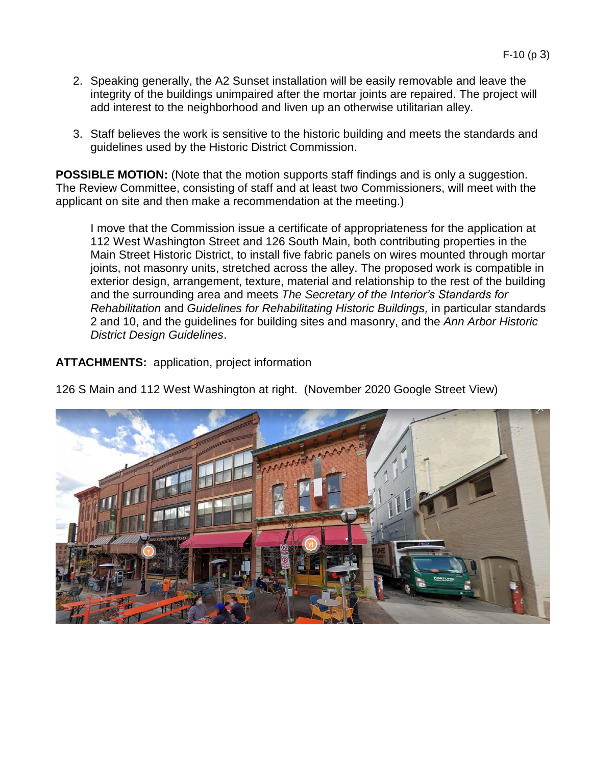2. Speaking generally, the A2 Sunset installation will be easily removable and leave the integrity of the buildings unimpaired after the mortar joints are repaired. The project will add interest to the neighborhood and liven up an otherwise utilitarian alley.

3. Staff believes the work is sensitive to the historic building and meets the standards and guidelines used by the Historic District Commission.

**POSSIBLE MOTION:** (Note that the motion supports staff findings and is only a suggestion. The Review Committee, consisting of staff and at least two Commissioners, will meet with the applicant on site and then make a recommendation at the meeting.)

> I move that the Commission issue a certificate of appropriateness for the application at 112 West Washington Street and 126 South Main, both contributing properties in the Main Street Historic District, to install five fabric panels on wires mounted through mortar joints, not masonry units, stretched across the alley. The proposed work is compatible in exterior design, arrangement, texture, material and relationship to the rest of the building and the surrounding area and meets *The Secretary of the Interior's Standards for Rehabilitation* and *Guidelines for Rehabilitating Historic Buildings,* in particular standards 2 and 10, and the guidelines for building sites and masonry, and the *Ann Arbor Historic District Design Guidelines*.

**ATTACHMENTS:** application, project information

126 S Main and 112 West Washington at right. (November 2020 Google Street View)